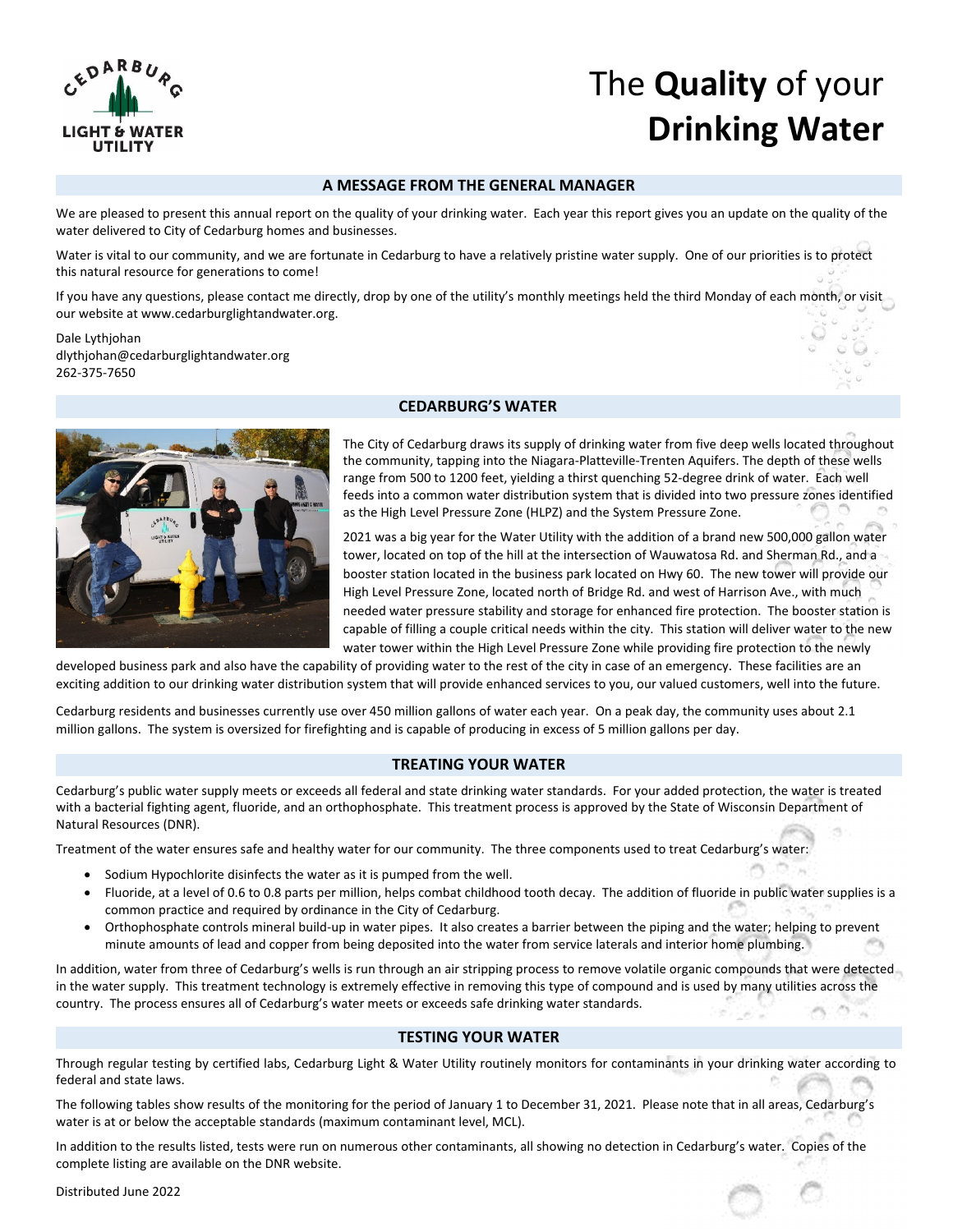# The **Quality** of your **Drinking Water**

## A MESSAGE FROM THE GENERAL MANAGER

We are pleased to present this annual report on the quality of your drinking water. Each year this report gives you an update on the quality of the water delivered to City of Cedarburg homes and businesses.

Water is vital to our community, and we are fortunate in Cedarburg to have a relatively pristine water supply. One of our priorities is to protect this natural resource for generations to come!

If you have any questions, please contact me directly, drop by one of the utility's monthly meetings held the third Monday of each month, or visit our website at www.cedarburglightandwater.org.

Dale Lythjohan
dlythjohan@cedarburglightandwater.org
262-375-7650

## CEDARBURG'S WATER

The City of Cedarburg draws its supply of drinking water from five deep wells located throughout the community, tapping into the Niagara-Platteville-Trenten Aquifers. The depth of these wells range from 500 to 1200 feet, yielding a thirst quenching 52-degree drink of water. Each well feeds into a common water distribution system that is divided into two pressure zones identified as the High Level Pressure Zone (HLPZ) and the System Pressure Zone.

2021 was a big year for the Water Utility with the addition of a brand new 500,000 gallon water tower, located on top of the hill at the intersection of Wauwatosa Rd. and Sherman Rd., and a booster station located in the business park located on Hwy 60. The new tower will provide our High Level Pressure Zone, located north of Bridge Rd. and west of Harrison Ave., with much needed water pressure stability and storage for enhanced fire protection. The booster station is capable of filling a couple critical needs within the city. This station will deliver water to the new water tower within the High Level Pressure Zone while providing fire protection to the newly developed business park and also have the capability of providing water to the rest of the city in case of an emergency. These facilities are an exciting addition to our drinking water distribution system that will provide enhanced services to you, our valued customers, well into the future.

Cedarburg residents and businesses currently use over 450 million gallons of water each year. On a peak day, the community uses about 2.1 million gallons. The system is oversized for firefighting and is capable of producing in excess of 5 million gallons per day.

## TREATING YOUR WATER

Cedarburg's public water supply meets or exceeds all federal and state drinking water standards. For your added protection, the water is treated with a bacterial fighting agent, fluoride, and an orthophosphate. This treatment process is approved by the State of Wisconsin Department of Natural Resources (DNR).

Treatment of the water ensures safe and healthy water for our community. The three components used to treat Cedarburg's water:

- Sodium Hypochlorite disinfects the water as it is pumped from the well.
- Fluoride, at a level of 0.6 to 0.8 parts per million, helps combat childhood tooth decay. The addition of fluoride in public water supplies is a common practice and required by ordinance in the City of Cedarburg.
- Orthophosphate controls mineral build-up in water pipes. It also creates a barrier between the piping and the water; helping to prevent minute amounts of lead and copper from being deposited into the water from service laterals and interior home plumbing.

In addition, water from three of Cedarburg's wells is run through an air stripping process to remove volatile organic compounds that were detected in the water supply. This treatment technology is extremely effective in removing this type of compound and is used by many utilities across the country. The process ensures all of Cedarburg's water meets or exceeds safe drinking water standards.

## TESTING YOUR WATER

Through regular testing by certified labs, Cedarburg Light & Water Utility routinely monitors for contaminants in your drinking water according to federal and state laws.

The following tables show results of the monitoring for the period of January 1 to December 31, 2021. Please note that in all areas, Cedarburg's water is at or below the acceptable standards (maximum contaminant level, MCL).

In addition to the results listed, tests were run on numerous other contaminants, all showing no detection in Cedarburg's water. Copies of the complete listing are available on the DNR website.

Distributed June 2022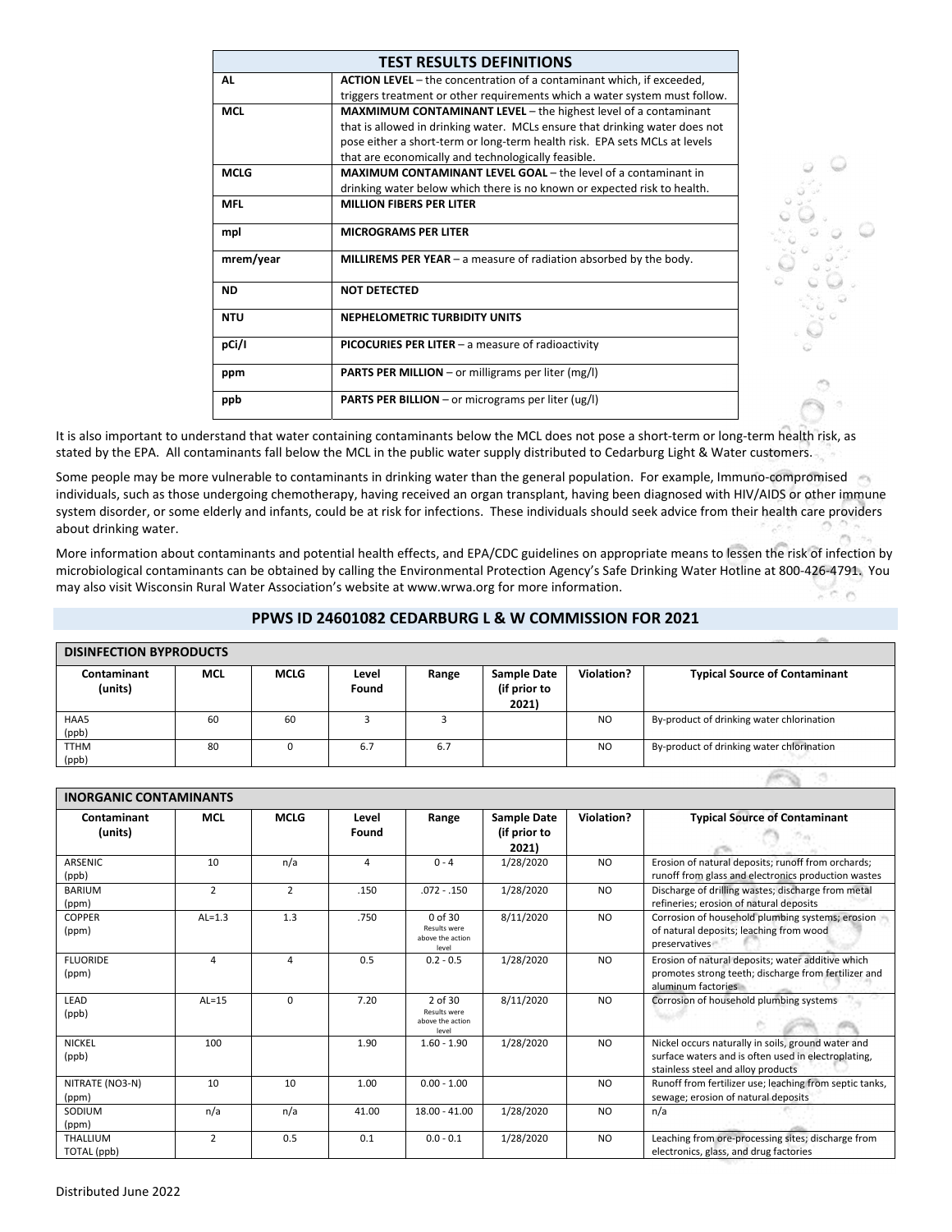| TEST RESULTS DEFINITIONS | |
|---|---|
| **AL** | **ACTION LEVEL** – the concentration of a contaminant which, if exceeded, triggers treatment or other requirements which a water system must follow. |
| **MCL** | **MAXMIMUM CONTAMINANT LEVEL** – the highest level of a contaminant that is allowed in drinking water. MCLs ensure that drinking water does not pose either a short-term or long-term health risk. EPA sets MCLs at levels that are economically and technologically feasible. |
| **MCLG** | **MAXIMUM CONTAMINANT LEVEL GOAL** – the level of a contaminant in drinking water below which there is no known or expected risk to health. |
| **MFL** | **MILLION FIBERS PER LITER** |
| **mpl** | **MICROGRAMS PER LITER** |
| **mrem/year** | **MILLIREMS PER YEAR** – a measure of radiation absorbed by the body. |
| **ND** | **NOT DETECTED** |
| **NTU** | **NEPHELOMETRIC TURBIDITY UNITS** |
| **pCi/l** | **PICOCURIES PER LITER** – a measure of radioactivity |
| **ppm** | **PARTS PER MILLION** – or milligrams per liter (mg/l) |
| **ppb** | **PARTS PER BILLION** – or micrograms per liter (ug/l) |

It is also important to understand that water containing contaminants below the MCL does not pose a short-term or long-term health risk, as stated by the EPA. All contaminants fall below the MCL in the public water supply distributed to Cedarburg Light & Water customers.

Some people may be more vulnerable to contaminants in drinking water than the general population. For example, Immuno-compromised individuals, such as those undergoing chemotherapy, having received an organ transplant, having been diagnosed with HIV/AIDS or other immune system disorder, or some elderly and infants, could be at risk for infections. These individuals should seek advice from their health care providers about drinking water.

More information about contaminants and potential health effects, and EPA/CDC guidelines on appropriate means to lessen the risk of infection by microbiological contaminants can be obtained by calling the Environmental Protection Agency's Safe Drinking Water Hotline at 800-426-4791. You may also visit Wisconsin Rural Water Association's website at www.wrwa.org for more information.

## PPWS ID 24601082 CEDARBURG L & W COMMISSION FOR 2021

**DISINFECTION BYPRODUCTS**

| Contaminant (units) | MCL | MCLG | Level Found | Range | Sample Date (if prior to 2021) | Violation? | Typical Source of Contaminant |
|---|---|---|---|---|---|---|---|
| HAA5 (ppb) | 60 | 60 | 3 | 3 | | NO | By-product of drinking water chlorination |
| TTHM (ppb) | 80 | 0 | 6.7 | 6.7 | | NO | By-product of drinking water chlorination |

**INORGANIC CONTAMINANTS**

| Contaminant (units) | MCL | MCLG | Level Found | Range | Sample Date (if prior to 2021) | Violation? | Typical Source of Contaminant |
|---|---|---|---|---|---|---|---|
| ARSENIC (ppb) | 10 | n/a | 4 | 0 - 4 | 1/28/2020 | NO | Erosion of natural deposits; runoff from orchards; runoff from glass and electronics production wastes |
| BARIUM (ppm) | 2 | 2 | .150 | .072 - .150 | 1/28/2020 | NO | Discharge of drilling wastes; discharge from metal refineries; erosion of natural deposits |
| COPPER (ppm) | AL=1.3 | 1.3 | .750 | 0 of 30 Results were above the action level | 8/11/2020 | NO | Corrosion of household plumbing systems; erosion of natural deposits; leaching from wood preservatives |
| FLUORIDE (ppm) | 4 | 4 | 0.5 | 0.2 - 0.5 | 1/28/2020 | NO | Erosion of natural deposits; water additive which promotes strong teeth; discharge from fertilizer and aluminum factories |
| LEAD (ppb) | AL=15 | 0 | 7.20 | 2 of 30 Results were above the action level | 8/11/2020 | NO | Corrosion of household plumbing systems |
| NICKEL (ppb) | 100 | | 1.90 | 1.60 - 1.90 | 1/28/2020 | NO | Nickel occurs naturally in soils, ground water and surface waters and is often used in electroplating, stainless steel and alloy products |
| NITRATE (NO3-N) (ppm) | 10 | 10 | 1.00 | 0.00 - 1.00 | | NO | Runoff from fertilizer use; leaching from septic tanks, sewage; erosion of natural deposits |
| SODIUM (ppm) | n/a | n/a | 41.00 | 18.00 - 41.00 | 1/28/2020 | NO | n/a |
| THALLIUM TOTAL (ppb) | 2 | 0.5 | 0.1 | 0.0 - 0.1 | 1/28/2020 | NO | Leaching from ore-processing sites; discharge from electronics, glass, and drug factories |

Distributed June 2022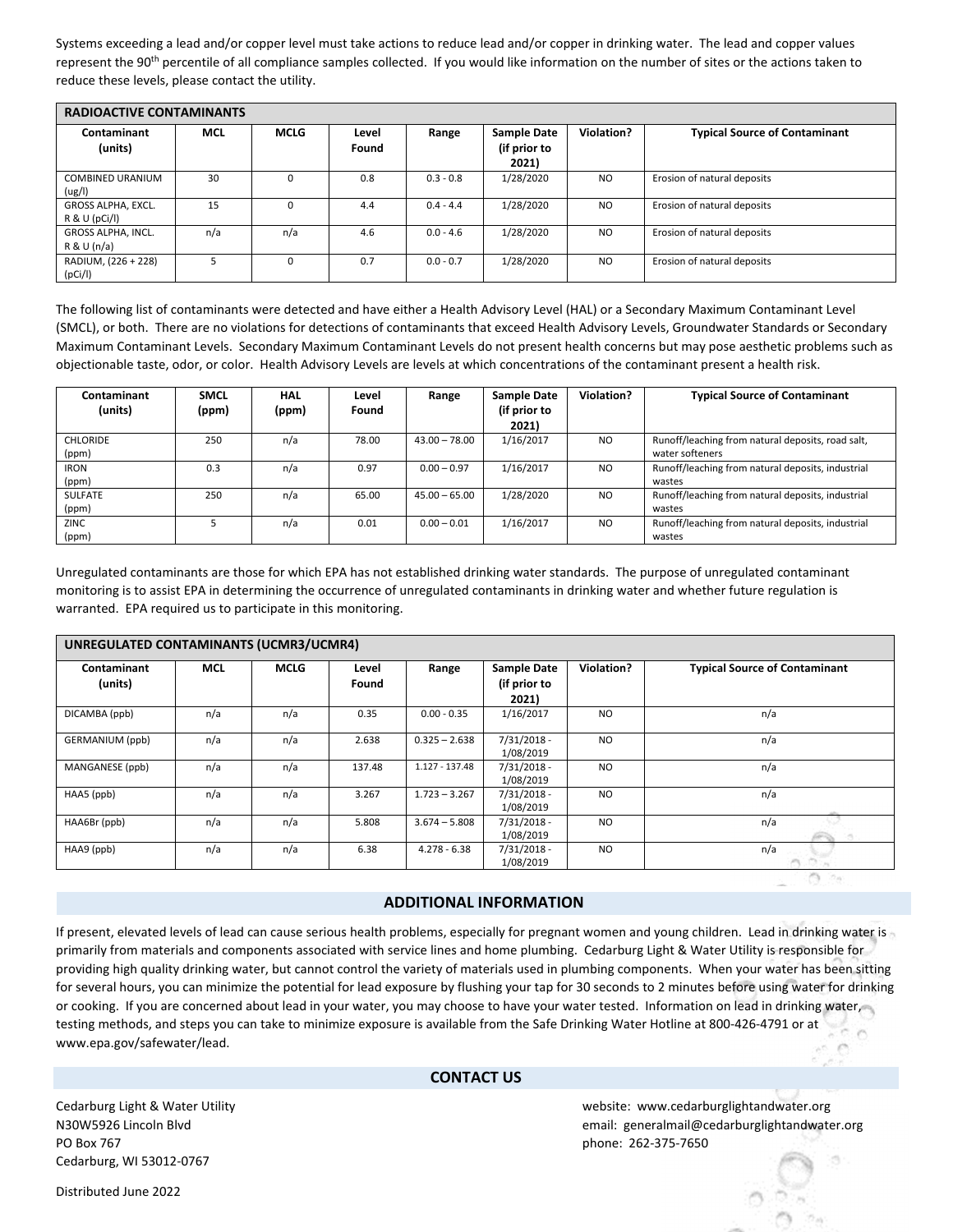Systems exceeding a lead and/or copper level must take actions to reduce lead and/or copper in drinking water. The lead and copper values represent the 90th percentile of all compliance samples collected. If you would like information on the number of sites or the actions taken to reduce these levels, please contact the utility.

| RADIOACTIVE CONTAMINANTS | | | | | | | |
|---|---|---|---|---|---|---|---|
| **Contaminant (units)** | **MCL** | **MCLG** | **Level Found** | **Range** | **Sample Date (if prior to 2021)** | **Violation?** | **Typical Source of Contaminant** |
| COMBINED URANIUM (ug/l) | 30 | 0 | 0.8 | 0.3 - 0.8 | 1/28/2020 | NO | Erosion of natural deposits |
| GROSS ALPHA, EXCL. R & U (pCi/l) | 15 | 0 | 4.4 | 0.4 - 4.4 | 1/28/2020 | NO | Erosion of natural deposits |
| GROSS ALPHA, INCL. R & U (n/a) | n/a | n/a | 4.6 | 0.0 - 4.6 | 1/28/2020 | NO | Erosion of natural deposits |
| RADIUM, (226 + 228) (pCi/l) | 5 | 0 | 0.7 | 0.0 - 0.7 | 1/28/2020 | NO | Erosion of natural deposits |

The following list of contaminants were detected and have either a Health Advisory Level (HAL) or a Secondary Maximum Contaminant Level (SMCL), or both. There are no violations for detections of contaminants that exceed Health Advisory Levels, Groundwater Standards or Secondary Maximum Contaminant Levels. Secondary Maximum Contaminant Levels do not present health concerns but may pose aesthetic problems such as objectionable taste, odor, or color. Health Advisory Levels are levels at which concentrations of the contaminant present a health risk.

| Contaminant (units) | SMCL (ppm) | HAL (ppm) | Level Found | Range | Sample Date (if prior to 2021) | Violation? | Typical Source of Contaminant |
|---|---|---|---|---|---|---|---|
| CHLORIDE (ppm) | 250 | n/a | 78.00 | 43.00 – 78.00 | 1/16/2017 | NO | Runoff/leaching from natural deposits, road salt, water softeners |
| IRON (ppm) | 0.3 | n/a | 0.97 | 0.00 – 0.97 | 1/16/2017 | NO | Runoff/leaching from natural deposits, industrial wastes |
| SULFATE (ppm) | 250 | n/a | 65.00 | 45.00 – 65.00 | 1/28/2020 | NO | Runoff/leaching from natural deposits, industrial wastes |
| ZINC (ppm) | 5 | n/a | 0.01 | 0.00 – 0.01 | 1/16/2017 | NO | Runoff/leaching from natural deposits, industrial wastes |

Unregulated contaminants are those for which EPA has not established drinking water standards. The purpose of unregulated contaminant monitoring is to assist EPA in determining the occurrence of unregulated contaminants in drinking water and whether future regulation is warranted. EPA required us to participate in this monitoring.

| UNREGULATED CONTAMINANTS (UCMR3/UCMR4) | | | | | | | |
|---|---|---|---|---|---|---|---|
| **Contaminant (units)** | **MCL** | **MCLG** | **Level Found** | **Range** | **Sample Date (if prior to 2021)** | **Violation?** | **Typical Source of Contaminant** |
| DICAMBA (ppb) | n/a | n/a | 0.35 | 0.00 - 0.35 | 1/16/2017 | NO | n/a |
| GERMANIUM (ppb) | n/a | n/a | 2.638 | 0.325 – 2.638 | 7/31/2018 - 1/08/2019 | NO | n/a |
| MANGANESE (ppb) | n/a | n/a | 137.48 | 1.127 - 137.48 | 7/31/2018 - 1/08/2019 | NO | n/a |
| HAA5 (ppb) | n/a | n/a | 3.267 | 1.723 – 3.267 | 7/31/2018 - 1/08/2019 | NO | n/a |
| HAA6Br (ppb) | n/a | n/a | 5.808 | 3.674 – 5.808 | 7/31/2018 - 1/08/2019 | NO | n/a |
| HAA9 (ppb) | n/a | n/a | 6.38 | 4.278 - 6.38 | 7/31/2018 - 1/08/2019 | NO | n/a |

## ADDITIONAL INFORMATION

If present, elevated levels of lead can cause serious health problems, especially for pregnant women and young children. Lead in drinking water is primarily from materials and components associated with service lines and home plumbing. Cedarburg Light & Water Utility is responsible for providing high quality drinking water, but cannot control the variety of materials used in plumbing components. When your water has been sitting for several hours, you can minimize the potential for lead exposure by flushing your tap for 30 seconds to 2 minutes before using water for drinking or cooking. If you are concerned about lead in your water, you may choose to have your water tested. Information on lead in drinking water, testing methods, and steps you can take to minimize exposure is available from the Safe Drinking Water Hotline at 800-426-4791 or at www.epa.gov/safewater/lead.

## CONTACT US

Cedarburg Light & Water Utility
N30W5926 Lincoln Blvd
PO Box 767
Cedarburg, WI 53012-0767

website: www.cedarburglightandwater.org
email: generalmail@cedarburglightandwater.org
phone: 262-375-7650

Distributed June 2022